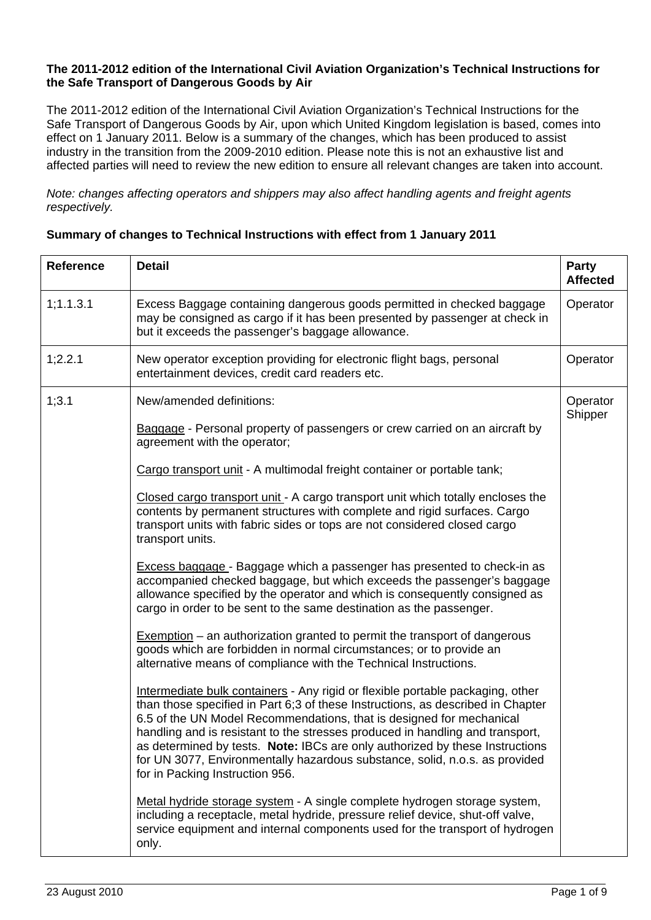**The 2011-2012 edition of the International Civil Aviation Organization's Technical Instructions for the Safe Transport of Dangerous Goods by Air**

The 2011-2012 edition of the International Civil Aviation Organization's Technical Instructions for the Safe Transport of Dangerous Goods by Air, upon which United Kingdom legislation is based, comes into effect on 1 January 2011. Below is a summary of the changes, which has been produced to assist industry in the transition from the 2009-2010 edition. Please note this is not an exhaustive list and affected parties will need to review the new edition to ensure all relevant changes are taken into account.

*Note: changes affecting operators and shippers may also affect handling agents and freight agents respectively.*

**Summary of changes to Technical Instructions with effect from 1 January 2011**

| Reference | Detail | Party Affected |
|---|---|---|
| 1;1.1.3.1 | Excess Baggage containing dangerous goods permitted in checked baggage may be consigned as cargo if it has been presented by passenger at check in but it exceeds the passenger's baggage allowance. | Operator |
| 1;2.2.1 | New operator exception providing for electronic flight bags, personal entertainment devices, credit card readers etc. | Operator |
| 1;3.1 | New/amended definitions:<br><br><u>Baggage</u> - Personal property of passengers or crew carried on an aircraft by agreement with the operator;<br><br><u>Cargo transport unit</u> - A multimodal freight container or portable tank;<br><br><u>Closed cargo transport unit</u> - A cargo transport unit which totally encloses the contents by permanent structures with complete and rigid surfaces. Cargo transport units with fabric sides or tops are not considered closed cargo transport units.<br><br><u>Excess baggage</u> - Baggage which a passenger has presented to check-in as accompanied checked baggage, but which exceeds the passenger's baggage allowance specified by the operator and which is consequently consigned as cargo in order to be sent to the same destination as the passenger.<br><br><u>Exemption</u> – an authorization granted to permit the transport of dangerous goods which are forbidden in normal circumstances; or to provide an alternative means of compliance with the Technical Instructions.<br><br><u>Intermediate bulk containers</u> - Any rigid or flexible portable packaging, other than those specified in Part 6;3 of these Instructions, as described in Chapter 6.5 of the UN Model Recommendations, that is designed for mechanical handling and is resistant to the stresses produced in handling and transport, as determined by tests. **Note:** IBCs are only authorized by these Instructions for UN 3077, Environmentally hazardous substance, solid, n.o.s. as provided for in Packing Instruction 956.<br><br><u>Metal hydride storage system</u> - A single complete hydrogen storage system, including a receptacle, metal hydride, pressure relief device, shut-off valve, service equipment and internal components used for the transport of hydrogen only. | Operator<br>Shipper |

23 August 2010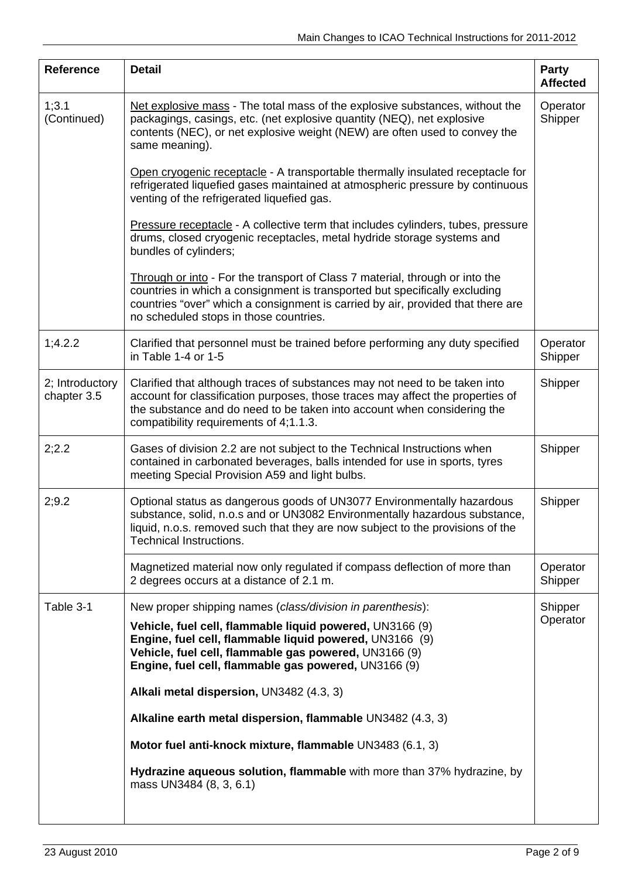| Reference | Detail | Party Affected |
|---|---|---|
| 1;3.1 (Continued) | Net explosive mass - The total mass of the explosive substances, without the packagings, casings, etc. (net explosive quantity (NEQ), net explosive contents (NEC), or net explosive weight (NEW) are often used to convey the same meaning).<br><br>Open cryogenic receptacle - A transportable thermally insulated receptacle for refrigerated liquefied gases maintained at atmospheric pressure by continuous venting of the refrigerated liquefied gas.<br><br>Pressure receptacle - A collective term that includes cylinders, tubes, pressure drums, closed cryogenic receptacles, metal hydride storage systems and bundles of cylinders;<br><br>Through or into - For the transport of Class 7 material, through or into the countries in which a consignment is transported but specifically excluding countries "over" which a consignment is carried by air, provided that there are no scheduled stops in those countries. | Operator Shipper |
| 1;4.2.2 | Clarified that personnel must be trained before performing any duty specified in Table 1-4 or 1-5 | Operator Shipper |
| 2; Introductory chapter 3.5 | Clarified that although traces of substances may not need to be taken into account for classification purposes, those traces may affect the properties of the substance and do need to be taken into account when considering the compatibility requirements of 4;1.1.3. | Shipper |
| 2;2.2 | Gases of division 2.2 are not subject to the Technical Instructions when contained in carbonated beverages, balls intended for use in sports, tyres meeting Special Provision A59 and light bulbs. | Shipper |
| 2;9.2 | Optional status as dangerous goods of UN3077 Environmentally hazardous substance, solid, n.o.s and or UN3082 Environmentally hazardous substance, liquid, n.o.s. removed such that they are now subject to the provisions of the Technical Instructions. | Shipper |
| | Magnetized material now only regulated if compass deflection of more than 2 degrees occurs at a distance of 2.1 m. | Operator Shipper |
| Table 3-1 | New proper shipping names (*class/division in parenthesis*):<br>**Vehicle, fuel cell, flammable liquid powered,** UN3166 (9)<br>**Engine, fuel cell, flammable liquid powered,** UN3166 (9)<br>**Vehicle, fuel cell, flammable gas powered,** UN3166 (9)<br>**Engine, fuel cell, flammable gas powered,** UN3166 (9)<br><br>**Alkali metal dispersion,** UN3482 (4.3, 3)<br><br>**Alkaline earth metal dispersion, flammable** UN3482 (4.3, 3)<br><br>**Motor fuel anti-knock mixture, flammable** UN3483 (6.1, 3)<br><br>**Hydrazine aqueous solution, flammable** with more than 37% hydrazine, by mass UN3484 (8, 3, 6.1) | Shipper Operator |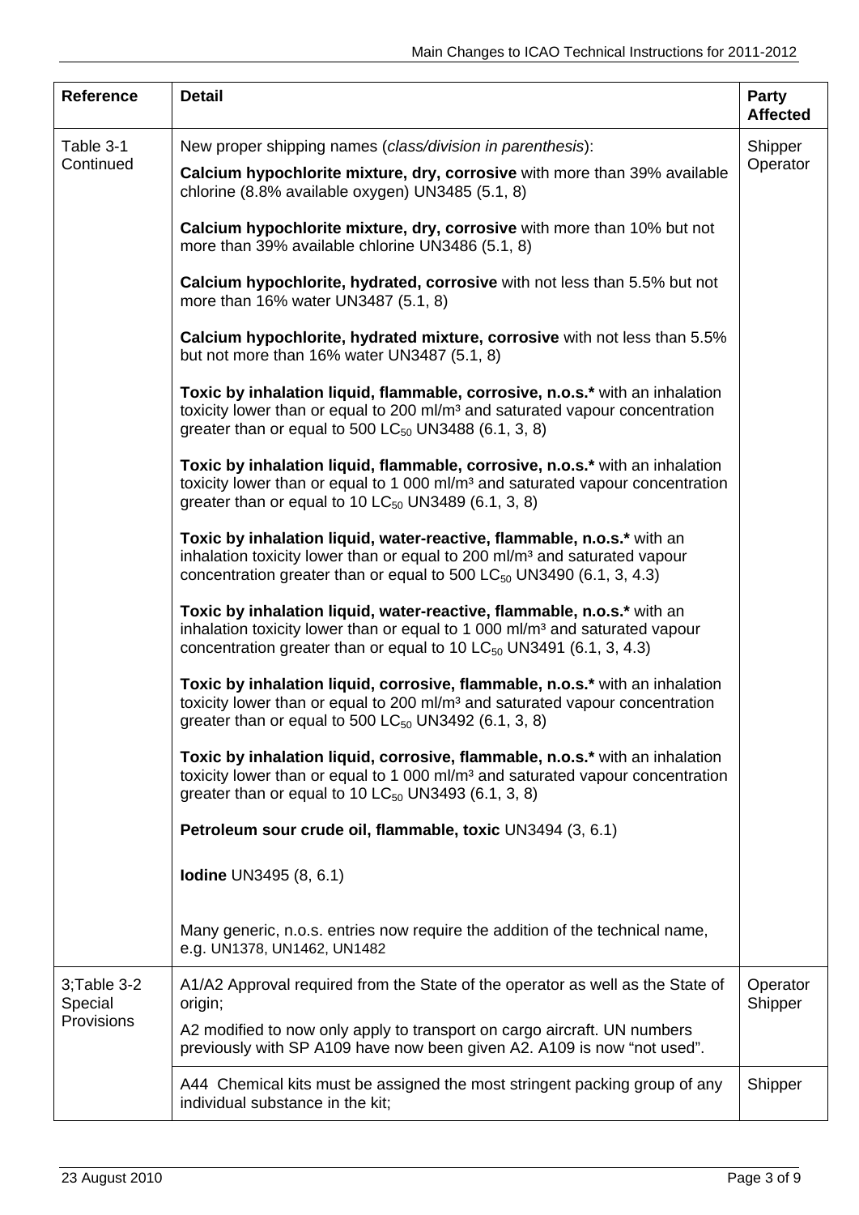| Reference | Detail | Party Affected |
|---|---|---|
| Table 3-1 Continued | New proper shipping names (*class/division in parenthesis*):<br><br>**Calcium hypochlorite mixture, dry, corrosive** with more than 39% available chlorine (8.8% available oxygen) UN3485 (5.1, 8)<br><br>**Calcium hypochlorite mixture, dry, corrosive** with more than 10% but not more than 39% available chlorine UN3486 (5.1, 8)<br><br>**Calcium hypochlorite, hydrated, corrosive** with not less than 5.5% but not more than 16% water UN3487 (5.1, 8)<br><br>**Calcium hypochlorite, hydrated mixture, corrosive** with not less than 5.5% but not more than 16% water UN3487 (5.1, 8)<br><br>**Toxic by inhalation liquid, flammable, corrosive, n.o.s.*** with an inhalation toxicity lower than or equal to 200 ml/m³ and saturated vapour concentration greater than or equal to 500 $LC_{50}$ UN3488 (6.1, 3, 8)<br><br>**Toxic by inhalation liquid, flammable, corrosive, n.o.s.*** with an inhalation toxicity lower than or equal to 1 000 ml/m³ and saturated vapour concentration greater than or equal to 10 $LC_{50}$ UN3489 (6.1, 3, 8)<br><br>**Toxic by inhalation liquid, water-reactive, flammable, n.o.s.*** with an inhalation toxicity lower than or equal to 200 ml/m³ and saturated vapour concentration greater than or equal to 500 $LC_{50}$ UN3490 (6.1, 3, 4.3)<br><br>**Toxic by inhalation liquid, water-reactive, flammable, n.o.s.*** with an inhalation toxicity lower than or equal to 1 000 ml/m³ and saturated vapour concentration greater than or equal to 10 $LC_{50}$ UN3491 (6.1, 3, 4.3)<br><br>**Toxic by inhalation liquid, corrosive, flammable, n.o.s.*** with an inhalation toxicity lower than or equal to 200 ml/m³ and saturated vapour concentration greater than or equal to 500 $LC_{50}$ UN3492 (6.1, 3, 8)<br><br>**Toxic by inhalation liquid, corrosive, flammable, n.o.s.*** with an inhalation toxicity lower than or equal to 1 000 ml/m³ and saturated vapour concentration greater than or equal to 10 $LC_{50}$ UN3493 (6.1, 3, 8)<br><br>**Petroleum sour crude oil, flammable, toxic** UN3494 (3, 6.1)<br><br>**Iodine** UN3495 (8, 6.1)<br><br>Many generic, n.o.s. entries now require the addition of the technical name, e.g. UN1378, UN1462, UN1482 | Shipper<br>Operator |
| 3;Table 3-2 Special Provisions | A1/A2 Approval required from the State of the operator as well as the State of origin;<br><br>A2 modified to now only apply to transport on cargo aircraft. UN numbers previously with SP A109 have now been given A2. A109 is now "not used". | Operator<br>Shipper |
| | A44 Chemical kits must be assigned the most stringent packing group of any individual substance in the kit; | Shipper |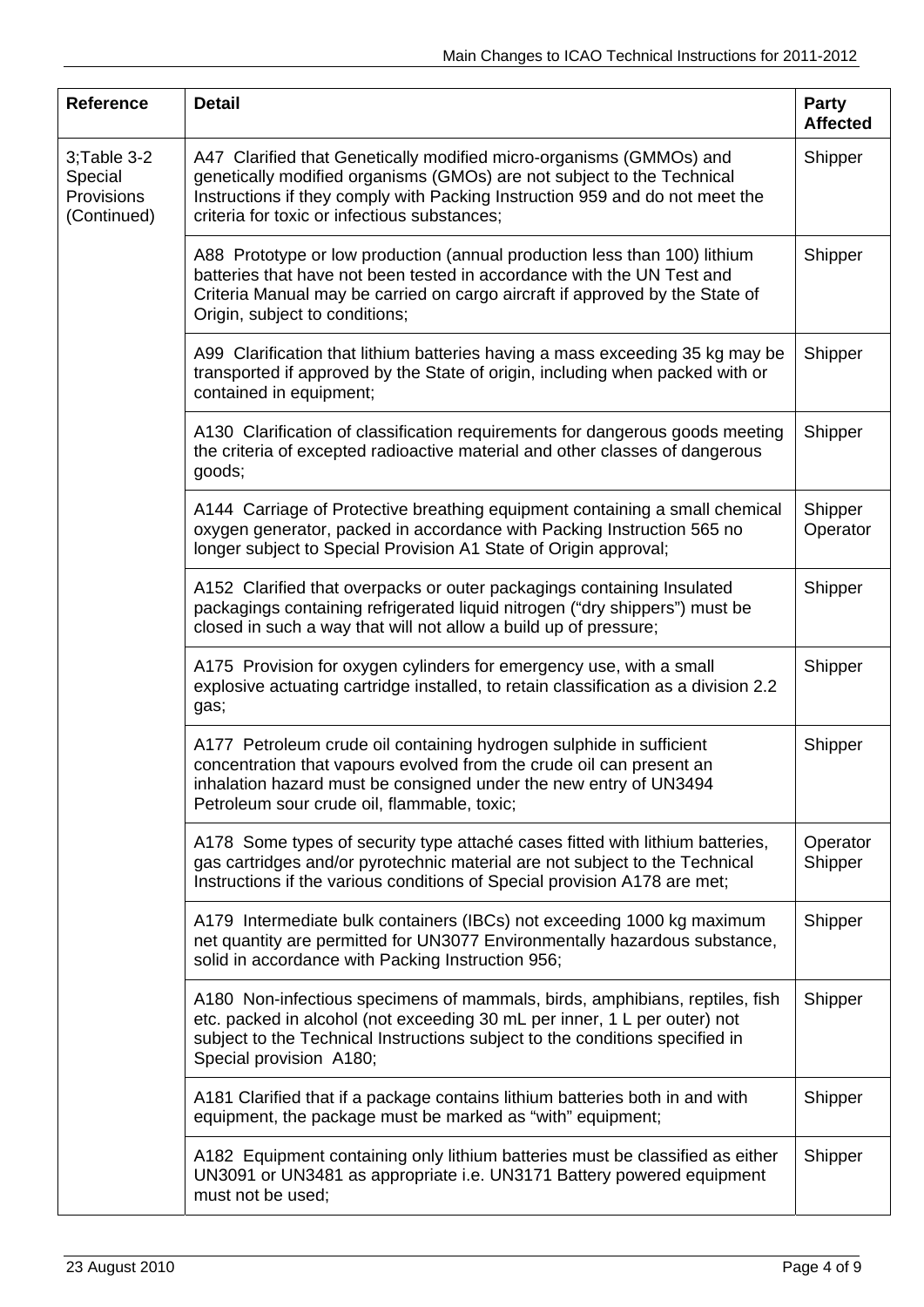| Reference | Detail | Party Affected |
|---|---|---|
| 3;Table 3-2 Special Provisions (Continued) | A47 Clarified that Genetically modified micro-organisms (GMMOs) and genetically modified organisms (GMOs) are not subject to the Technical Instructions if they comply with Packing Instruction 959 and do not meet the criteria for toxic or infectious substances; | Shipper |
| | A88 Prototype or low production (annual production less than 100) lithium batteries that have not been tested in accordance with the UN Test and Criteria Manual may be carried on cargo aircraft if approved by the State of Origin, subject to conditions; | Shipper |
| | A99 Clarification that lithium batteries having a mass exceeding 35 kg may be transported if approved by the State of origin, including when packed with or contained in equipment; | Shipper |
| | A130 Clarification of classification requirements for dangerous goods meeting the criteria of excepted radioactive material and other classes of dangerous goods; | Shipper |
| | A144 Carriage of Protective breathing equipment containing a small chemical oxygen generator, packed in accordance with Packing Instruction 565 no longer subject to Special Provision A1 State of Origin approval; | Shipper Operator |
| | A152 Clarified that overpacks or outer packagings containing Insulated packagings containing refrigerated liquid nitrogen ("dry shippers") must be closed in such a way that will not allow a build up of pressure; | Shipper |
| | A175 Provision for oxygen cylinders for emergency use, with a small explosive actuating cartridge installed, to retain classification as a division 2.2 gas; | Shipper |
| | A177 Petroleum crude oil containing hydrogen sulphide in sufficient concentration that vapours evolved from the crude oil can present an inhalation hazard must be consigned under the new entry of UN3494 Petroleum sour crude oil, flammable, toxic; | Shipper |
| | A178 Some types of security type attaché cases fitted with lithium batteries, gas cartridges and/or pyrotechnic material are not subject to the Technical Instructions if the various conditions of Special provision A178 are met; | Operator Shipper |
| | A179 Intermediate bulk containers (IBCs) not exceeding 1000 kg maximum net quantity are permitted for UN3077 Environmentally hazardous substance, solid in accordance with Packing Instruction 956; | Shipper |
| | A180 Non-infectious specimens of mammals, birds, amphibians, reptiles, fish etc. packed in alcohol (not exceeding 30 mL per inner, 1 L per outer) not subject to the Technical Instructions subject to the conditions specified in Special provision A180; | Shipper |
| | A181 Clarified that if a package contains lithium batteries both in and with equipment, the package must be marked as "with" equipment; | Shipper |
| | A182 Equipment containing only lithium batteries must be classified as either UN3091 or UN3481 as appropriate i.e. UN3171 Battery powered equipment must not be used; | Shipper |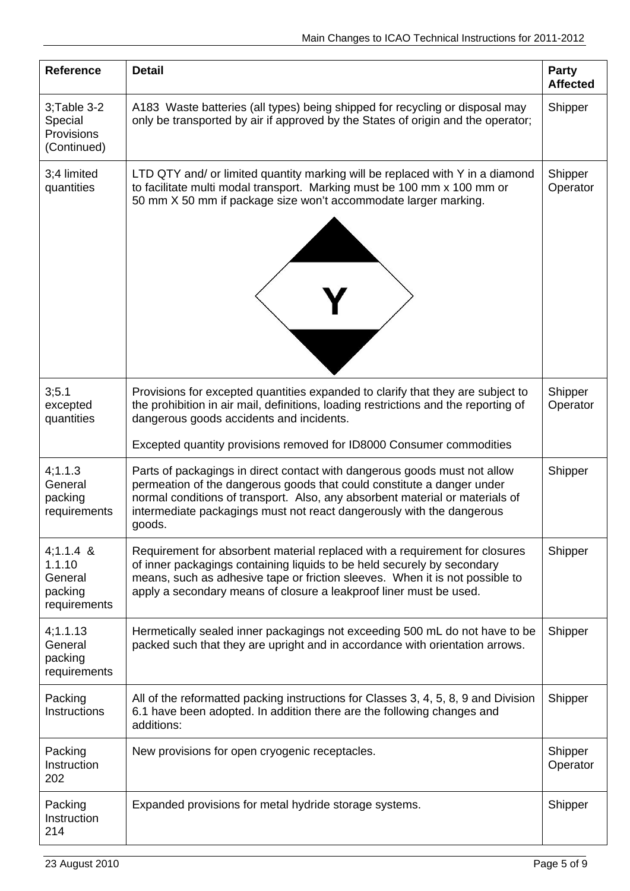| Reference | Detail | Party Affected |
|---|---|---|
| 3;Table 3-2 Special Provisions (Continued) | A183 Waste batteries (all types) being shipped for recycling or disposal may only be transported by air if approved by the States of origin and the operator; | Shipper |
| 3;4 limited quantities | LTD QTY and/ or limited quantity marking will be replaced with Y in a diamond to facilitate multi modal transport. Marking must be 100 mm x 100 mm or 50 mm X 50 mm if package size won't accommodate larger marking. Y | Shipper Operator |
| 3;5.1 excepted quantities | Provisions for excepted quantities expanded to clarify that they are subject to the prohibition in air mail, definitions, loading restrictions and the reporting of dangerous goods accidents and incidents. <br><br> Excepted quantity provisions removed for ID8000 Consumer commodities | Shipper Operator |
| 4;1.1.3 General packing requirements | Parts of packagings in direct contact with dangerous goods must not allow permeation of the dangerous goods that could constitute a danger under normal conditions of transport. Also, any absorbent material or materials of intermediate packagings must not react dangerously with the dangerous goods. | Shipper |
| 4;1.1.4 & 1.1.10 General packing requirements | Requirement for absorbent material replaced with a requirement for closures of inner packagings containing liquids to be held securely by secondary means, such as adhesive tape or friction sleeves. When it is not possible to apply a secondary means of closure a leakproof liner must be used. | Shipper |
| 4;1.1.13 General packing requirements | Hermetically sealed inner packagings not exceeding 500 mL do not have to be packed such that they are upright and in accordance with orientation arrows. | Shipper |
| Packing Instructions | All of the reformatted packing instructions for Classes 3, 4, 5, 8, 9 and Division 6.1 have been adopted. In addition there are the following changes and additions: | Shipper |
| Packing Instruction 202 | New provisions for open cryogenic receptacles. | Shipper Operator |
| Packing Instruction 214 | Expanded provisions for metal hydride storage systems. | Shipper |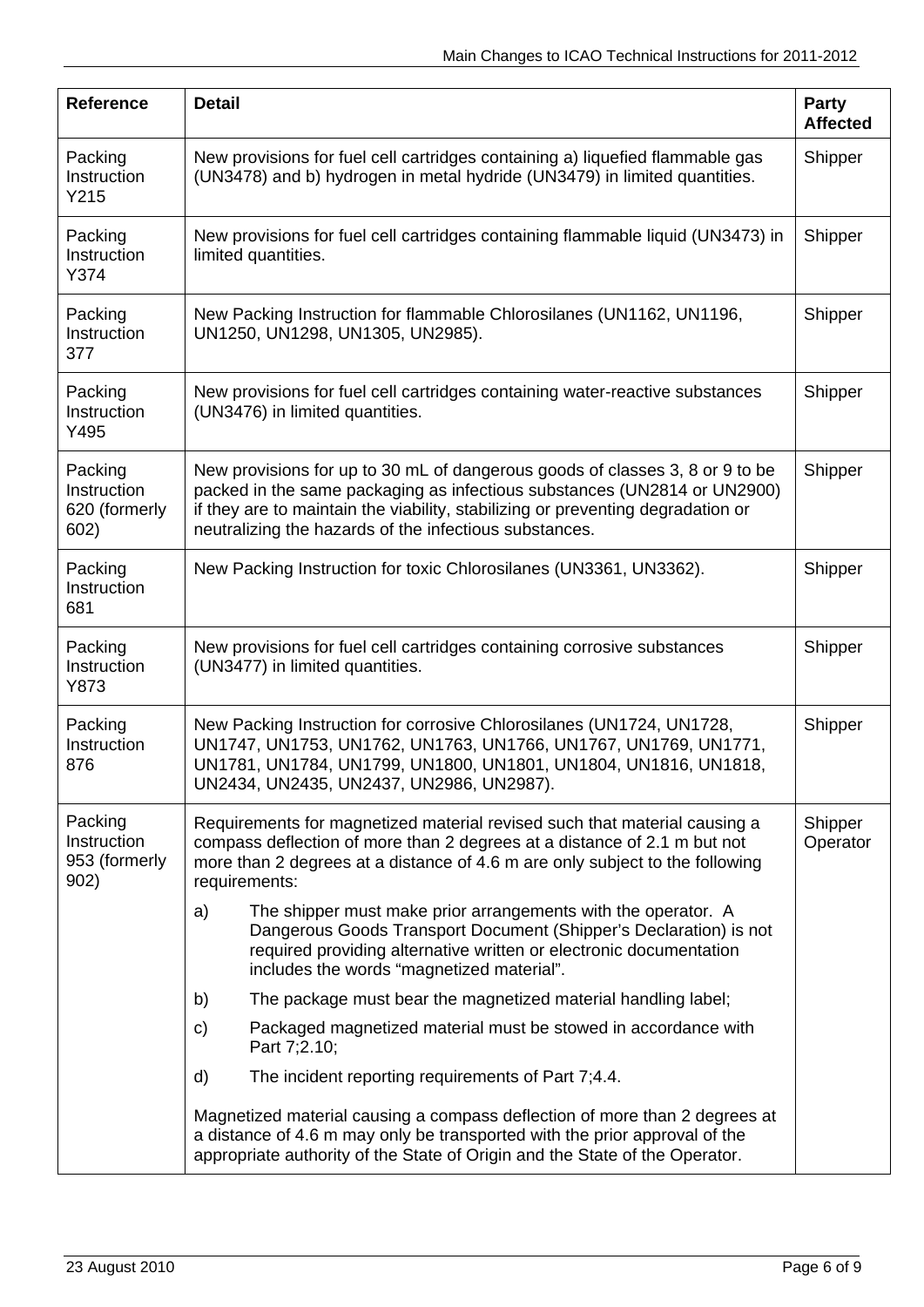| Reference | Detail | Party Affected |
|---|---|---|
| Packing Instruction Y215 | New provisions for fuel cell cartridges containing a) liquefied flammable gas (UN3478) and b) hydrogen in metal hydride (UN3479) in limited quantities. | Shipper |
| Packing Instruction Y374 | New provisions for fuel cell cartridges containing flammable liquid (UN3473) in limited quantities. | Shipper |
| Packing Instruction 377 | New Packing Instruction for flammable Chlorosilanes (UN1162, UN1196, UN1250, UN1298, UN1305, UN2985). | Shipper |
| Packing Instruction Y495 | New provisions for fuel cell cartridges containing water-reactive substances (UN3476) in limited quantities. | Shipper |
| Packing Instruction 620 (formerly 602) | New provisions for up to 30 mL of dangerous goods of classes 3, 8 or 9 to be packed in the same packaging as infectious substances (UN2814 or UN2900) if they are to maintain the viability, stabilizing or preventing degradation or neutralizing the hazards of the infectious substances. | Shipper |
| Packing Instruction 681 | New Packing Instruction for toxic Chlorosilanes (UN3361, UN3362). | Shipper |
| Packing Instruction Y873 | New provisions for fuel cell cartridges containing corrosive substances (UN3477) in limited quantities. | Shipper |
| Packing Instruction 876 | New Packing Instruction for corrosive Chlorosilanes (UN1724, UN1728, UN1747, UN1753, UN1762, UN1763, UN1766, UN1767, UN1769, UN1771, UN1781, UN1784, UN1799, UN1800, UN1801, UN1804, UN1816, UN1818, UN2434, UN2435, UN2437, UN2986, UN2987). | Shipper |
| Packing Instruction 953 (formerly 902) | Requirements for magnetized material revised such that material causing a compass deflection of more than 2 degrees at a distance of 2.1 m but not more than 2 degrees at a distance of 4.6 m are only subject to the following requirements:<br>a) The shipper must make prior arrangements with the operator. A Dangerous Goods Transport Document (Shipper's Declaration) is not required providing alternative written or electronic documentation includes the words "magnetized material".<br>b) The package must bear the magnetized material handling label;<br>c) Packaged magnetized material must be stowed in accordance with Part 7;2.10;<br>d) The incident reporting requirements of Part 7;4.4.<br>Magnetized material causing a compass deflection of more than 2 degrees at a distance of 4.6 m may only be transported with the prior approval of the appropriate authority of the State of Origin and the State of the Operator. | Shipper Operator |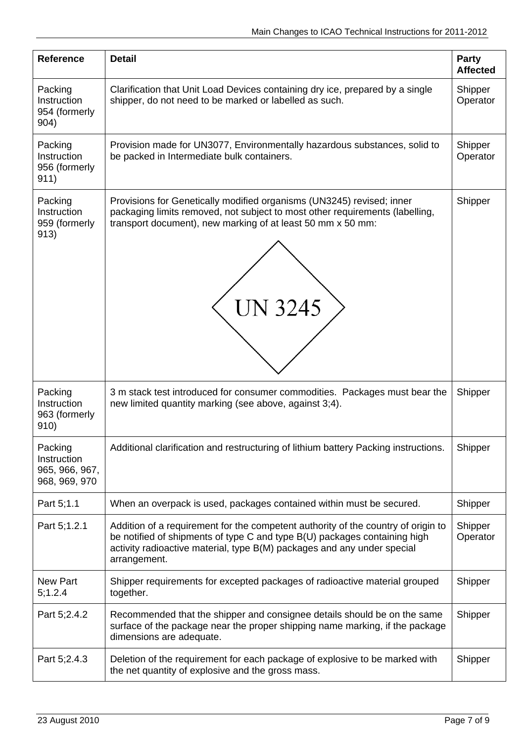| Reference | Detail | Party Affected |
|---|---|---|
| Packing Instruction 954 (formerly 904) | Clarification that Unit Load Devices containing dry ice, prepared by a single shipper, do not need to be marked or labelled as such. | Shipper Operator |
| Packing Instruction 956 (formerly 911) | Provision made for UN3077, Environmentally hazardous substances, solid to be packed in Intermediate bulk containers. | Shipper Operator |
| Packing Instruction 959 (formerly 913) | Provisions for Genetically modified organisms (UN3245) revised; inner packaging limits removed, not subject to most other requirements (labelling, transport document), new marking of at least 50 mm x 50 mm: UN 3245 | Shipper |
| Packing Instruction 963 (formerly 910) | 3 m stack test introduced for consumer commodities. Packages must bear the new limited quantity marking (see above, against 3;4). | Shipper |
| Packing Instruction 965, 966, 967, 968, 969, 970 | Additional clarification and restructuring of lithium battery Packing instructions. | Shipper |
| Part 5;1.1 | When an overpack is used, packages contained within must be secured. | Shipper |
| Part 5;1.2.1 | Addition of a requirement for the competent authority of the country of origin to be notified of shipments of type C and type B(U) packages containing high activity radioactive material, type B(M) packages and any under special arrangement. | Shipper Operator |
| New Part 5;1.2.4 | Shipper requirements for excepted packages of radioactive material grouped together. | Shipper |
| Part 5;2.4.2 | Recommended that the shipper and consignee details should be on the same surface of the package near the proper shipping name marking, if the package dimensions are adequate. | Shipper |
| Part 5;2.4.3 | Deletion of the requirement for each package of explosive to be marked with the net quantity of explosive and the gross mass. | Shipper |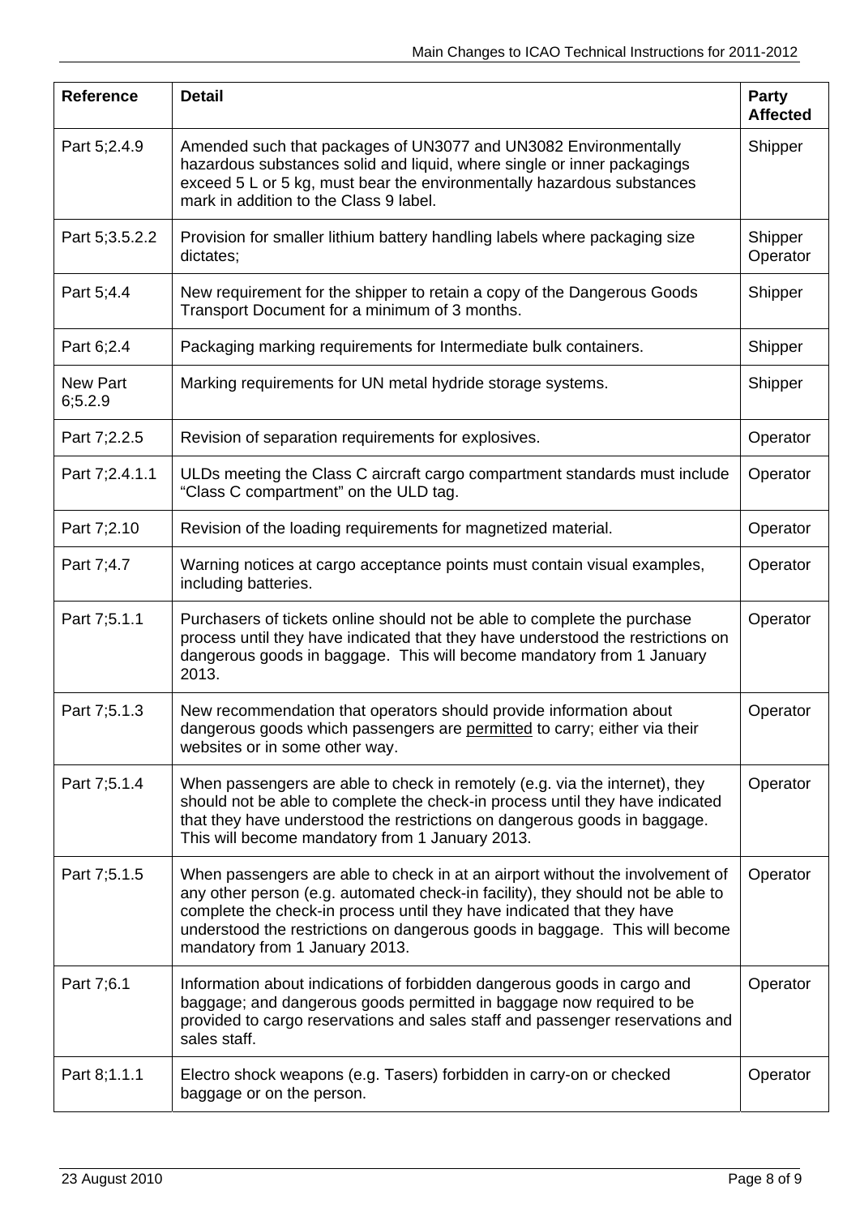| Reference | Detail | Party Affected |
|---|---|---|
| Part 5;2.4.9 | Amended such that packages of UN3077 and UN3082 Environmentally hazardous substances solid and liquid, where single or inner packagings exceed 5 L or 5 kg, must bear the environmentally hazardous substances mark in addition to the Class 9 label. | Shipper |
| Part 5;3.5.2.2 | Provision for smaller lithium battery handling labels where packaging size dictates; | Shipper Operator |
| Part 5;4.4 | New requirement for the shipper to retain a copy of the Dangerous Goods Transport Document for a minimum of 3 months. | Shipper |
| Part 6;2.4 | Packaging marking requirements for Intermediate bulk containers. | Shipper |
| New Part 6;5.2.9 | Marking requirements for UN metal hydride storage systems. | Shipper |
| Part 7;2.2.5 | Revision of separation requirements for explosives. | Operator |
| Part 7;2.4.1.1 | ULDs meeting the Class C aircraft cargo compartment standards must include "Class C compartment" on the ULD tag. | Operator |
| Part 7;2.10 | Revision of the loading requirements for magnetized material. | Operator |
| Part 7;4.7 | Warning notices at cargo acceptance points must contain visual examples, including batteries. | Operator |
| Part 7;5.1.1 | Purchasers of tickets online should not be able to complete the purchase process until they have indicated that they have understood the restrictions on dangerous goods in baggage. This will become mandatory from 1 January 2013. | Operator |
| Part 7;5.1.3 | New recommendation that operators should provide information about dangerous goods which passengers are permitted to carry; either via their websites or in some other way. | Operator |
| Part 7;5.1.4 | When passengers are able to check in remotely (e.g. via the internet), they should not be able to complete the check-in process until they have indicated that they have understood the restrictions on dangerous goods in baggage. This will become mandatory from 1 January 2013. | Operator |
| Part 7;5.1.5 | When passengers are able to check in at an airport without the involvement of any other person (e.g. automated check-in facility), they should not be able to complete the check-in process until they have indicated that they have understood the restrictions on dangerous goods in baggage. This will become mandatory from 1 January 2013. | Operator |
| Part 7;6.1 | Information about indications of forbidden dangerous goods in cargo and baggage; and dangerous goods permitted in baggage now required to be provided to cargo reservations and sales staff and passenger reservations and sales staff. | Operator |
| Part 8;1.1.1 | Electro shock weapons (e.g. Tasers) forbidden in carry-on or checked baggage or on the person. | Operator |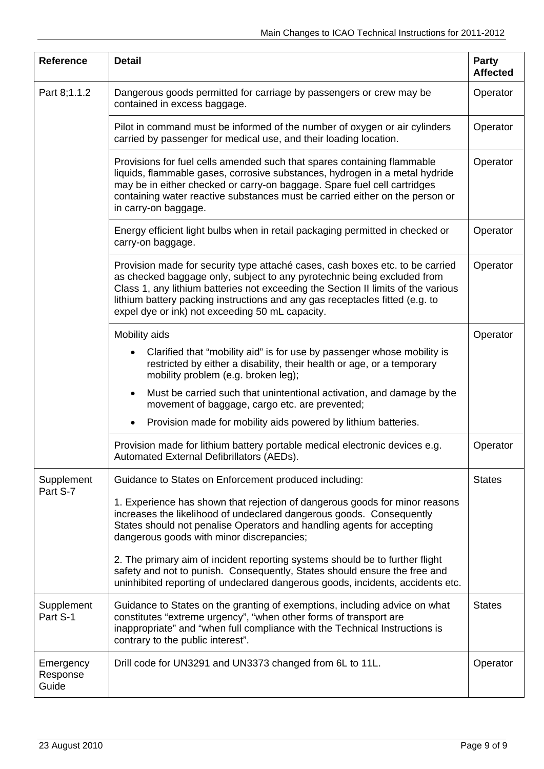| Reference | Detail | Party Affected |
|---|---|---|
| Part 8;1.1.2 | Dangerous goods permitted for carriage by passengers or crew may be contained in excess baggage. | Operator |
| | Pilot in command must be informed of the number of oxygen or air cylinders carried by passenger for medical use, and their loading location. | Operator |
| | Provisions for fuel cells amended such that spares containing flammable liquids, flammable gases, corrosive substances, hydrogen in a metal hydride may be in either checked or carry-on baggage. Spare fuel cell cartridges containing water reactive substances must be carried either on the person or in carry-on baggage. | Operator |
| | Energy efficient light bulbs when in retail packaging permitted in checked or carry-on baggage. | Operator |
| | Provision made for security type attaché cases, cash boxes etc. to be carried as checked baggage only, subject to any pyrotechnic being excluded from Class 1, any lithium batteries not exceeding the Section II limits of the various lithium battery packing instructions and any gas receptacles fitted (e.g. to expel dye or ink) not exceeding 50 mL capacity. | Operator |
| | Mobility aids<br>• Clarified that "mobility aid" is for use by passenger whose mobility is restricted by either a disability, their health or age, or a temporary mobility problem (e.g. broken leg);<br>• Must be carried such that unintentional activation, and damage by the movement of baggage, cargo etc. are prevented;<br>• Provision made for mobility aids powered by lithium batteries. | Operator |
| | Provision made for lithium battery portable medical electronic devices e.g. Automated External Defibrillators (AEDs). | Operator |
| Supplement Part S-7 | Guidance to States on Enforcement produced including:<br>1. Experience has shown that rejection of dangerous goods for minor reasons increases the likelihood of undeclared dangerous goods. Consequently States should not penalise Operators and handling agents for accepting dangerous goods with minor discrepancies;<br>2. The primary aim of incident reporting systems should be to further flight safety and not to punish. Consequently, States should ensure the free and uninhibited reporting of undeclared dangerous goods, incidents, accidents etc. | States |
| Supplement Part S-1 | Guidance to States on the granting of exemptions, including advice on what constitutes "extreme urgency", "when other forms of transport are inappropriate" and "when full compliance with the Technical Instructions is contrary to the public interest". | States |
| Emergency Response Guide | Drill code for UN3291 and UN3373 changed from 6L to 11L. | Operator |

23 August 2010